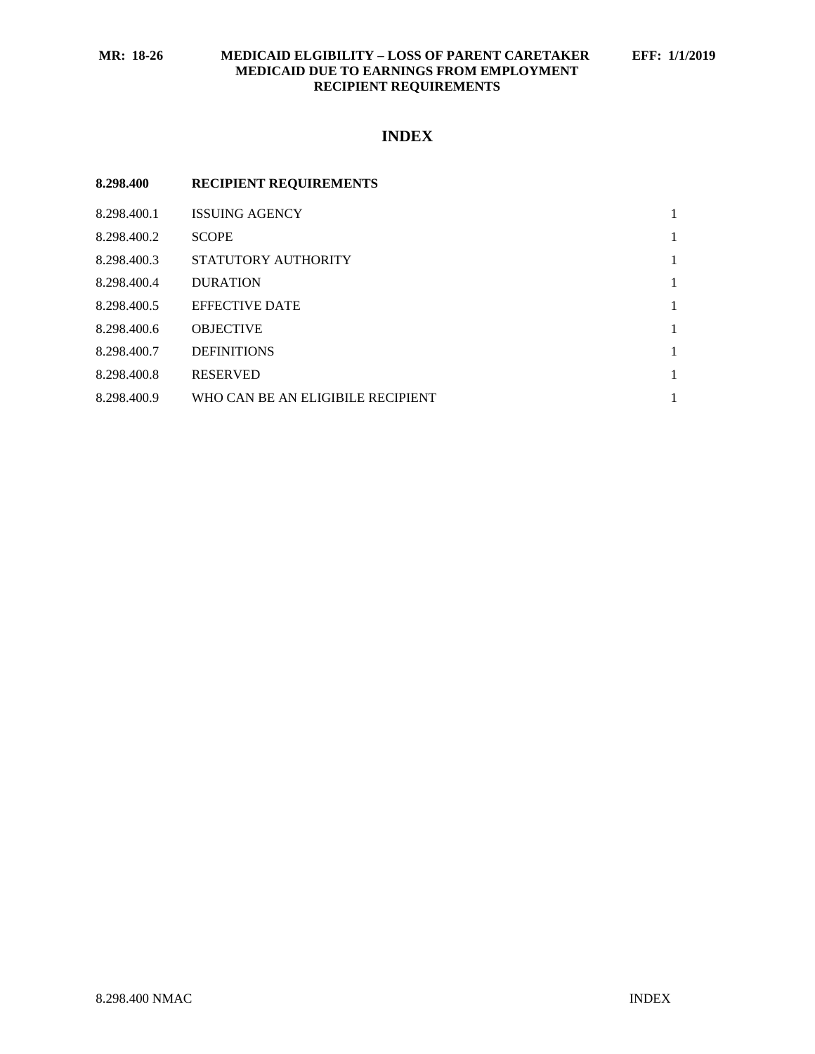**MR: 18-26** **MEDICAID ELGIBILITY – LOSS OF PARENT CARETAKER MEDICAID DUE TO EARNINGS FROM EMPLOYMENT RECIPIENT REQUIREMENTS** **EFF: 1/1/2019**

# INDEX

| **8.298.400** | **RECIPIENT REQUIREMENTS** | |
|---|---|---|
| 8.298.400.1 | ISSUING AGENCY | 1 |
| 8.298.400.2 | SCOPE | 1 |
| 8.298.400.3 | STATUTORY AUTHORITY | 1 |
| 8.298.400.4 | DURATION | 1 |
| 8.298.400.5 | EFFECTIVE DATE | 1 |
| 8.298.400.6 | OBJECTIVE | 1 |
| 8.298.400.7 | DEFINITIONS | 1 |
| 8.298.400.8 | RESERVED | 1 |
| 8.298.400.9 | WHO CAN BE AN ELIGIBILE RECIPIENT | 1 |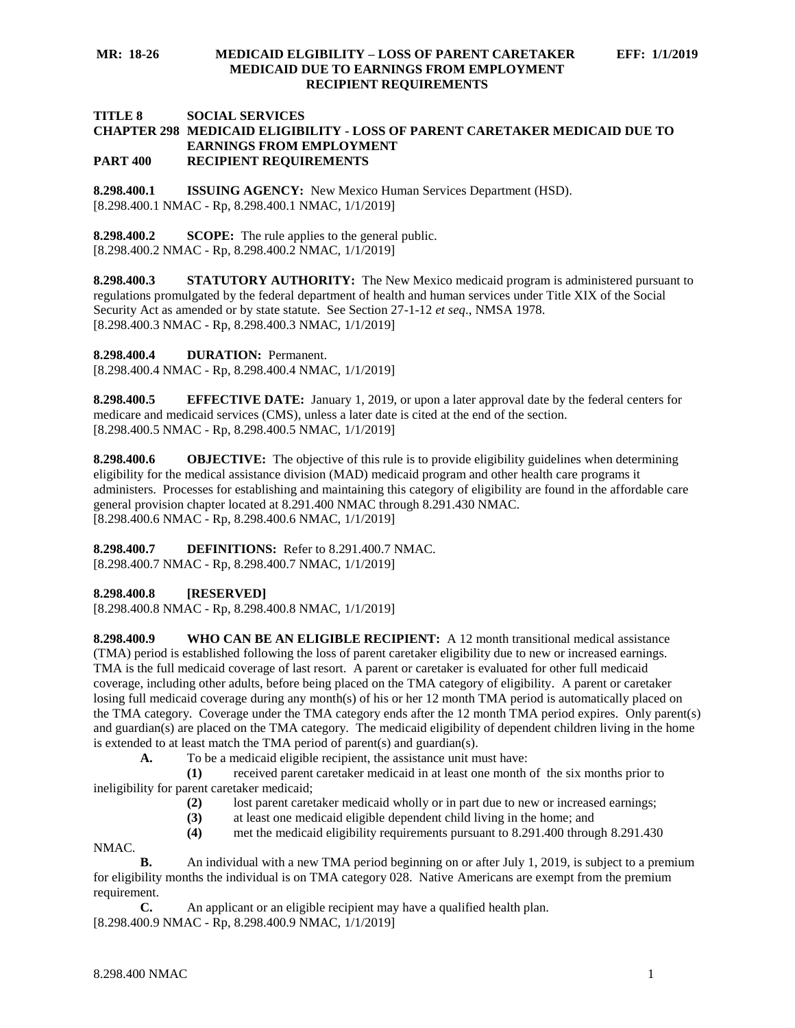**TITLE 8 SOCIAL SERVICES**
**CHAPTER 298 MEDICAID ELIGIBILITY - LOSS OF PARENT CARETAKER MEDICAID DUE TO EARNINGS FROM EMPLOYMENT**
**PART 400 RECIPIENT REQUIREMENTS**

**8.298.400.1 ISSUING AGENCY:** New Mexico Human Services Department (HSD).
[8.298.400.1 NMAC - Rp, 8.298.400.1 NMAC, 1/1/2019]

**8.298.400.2 SCOPE:** The rule applies to the general public.
[8.298.400.2 NMAC - Rp, 8.298.400.2 NMAC, 1/1/2019]

**8.298.400.3 STATUTORY AUTHORITY:** The New Mexico medicaid program is administered pursuant to regulations promulgated by the federal department of health and human services under Title XIX of the Social Security Act as amended or by state statute. See Section 27-1-12 *et seq*., NMSA 1978.
[8.298.400.3 NMAC - Rp, 8.298.400.3 NMAC, 1/1/2019]

**8.298.400.4 DURATION:** Permanent.
[8.298.400.4 NMAC - Rp, 8.298.400.4 NMAC, 1/1/2019]

**8.298.400.5 EFFECTIVE DATE:** January 1, 2019, or upon a later approval date by the federal centers for medicare and medicaid services (CMS), unless a later date is cited at the end of the section.
[8.298.400.5 NMAC - Rp, 8.298.400.5 NMAC, 1/1/2019]

**8.298.400.6 OBJECTIVE:** The objective of this rule is to provide eligibility guidelines when determining eligibility for the medical assistance division (MAD) medicaid program and other health care programs it administers. Processes for establishing and maintaining this category of eligibility are found in the affordable care general provision chapter located at 8.291.400 NMAC through 8.291.430 NMAC.
[8.298.400.6 NMAC - Rp, 8.298.400.6 NMAC, 1/1/2019]

**8.298.400.7 DEFINITIONS:** Refer to 8.291.400.7 NMAC.
[8.298.400.7 NMAC - Rp, 8.298.400.7 NMAC, 1/1/2019]

**8.298.400.8 [RESERVED]**
[8.298.400.8 NMAC - Rp, 8.298.400.8 NMAC, 1/1/2019]

**8.298.400.9 WHO CAN BE AN ELIGIBLE RECIPIENT:** A 12 month transitional medical assistance (TMA) period is established following the loss of parent caretaker eligibility due to new or increased earnings. TMA is the full medicaid coverage of last resort. A parent or caretaker is evaluated for other full medicaid coverage, including other adults, before being placed on the TMA category of eligibility. A parent or caretaker losing full medicaid coverage during any month(s) of his or her 12 month TMA period is automatically placed on the TMA category. Coverage under the TMA category ends after the 12 month TMA period expires. Only parent(s) and guardian(s) are placed on the TMA category. The medicaid eligibility of dependent children living in the home is extended to at least match the TMA period of parent(s) and guardian(s).

**A.** To be a medicaid eligible recipient, the assistance unit must have:

**(1)** received parent caretaker medicaid in at least one month of the six months prior to ineligibility for parent caretaker medicaid;

**(2)** lost parent caretaker medicaid wholly or in part due to new or increased earnings;

**(3)** at least one medicaid eligible dependent child living in the home; and

**(4)** met the medicaid eligibility requirements pursuant to 8.291.400 through 8.291.430 NMAC.

**B.** An individual with a new TMA period beginning on or after July 1, 2019, is subject to a premium for eligibility months the individual is on TMA category 028. Native Americans are exempt from the premium requirement.

**C.** An applicant or an eligible recipient may have a qualified health plan.
[8.298.400.9 NMAC - Rp, 8.298.400.9 NMAC, 1/1/2019]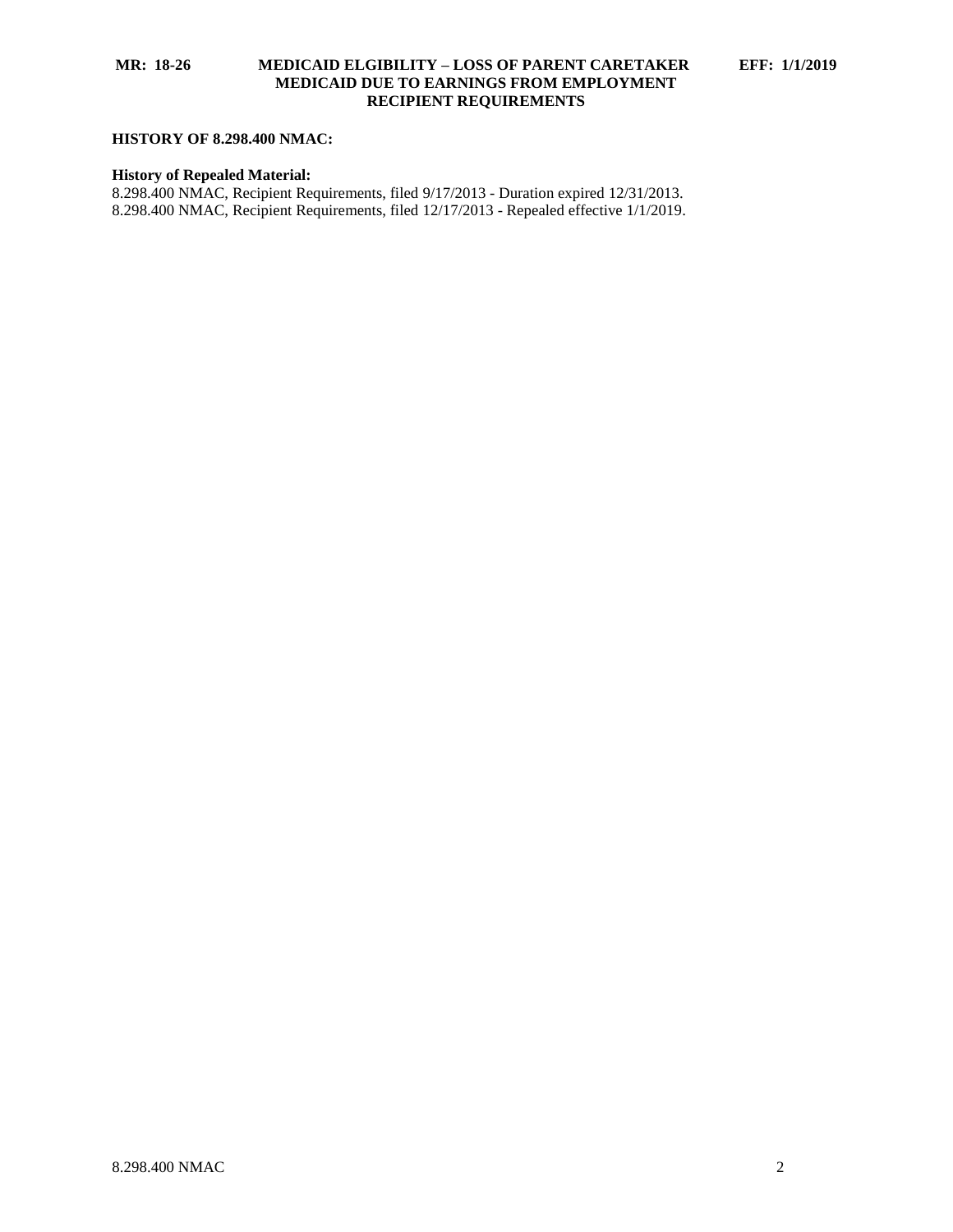**HISTORY OF 8.298.400 NMAC:**

**History of Repealed Material:**

8.298.400 NMAC, Recipient Requirements, filed 9/17/2013 - Duration expired 12/31/2013.
8.298.400 NMAC, Recipient Requirements, filed 12/17/2013 - Repealed effective 1/1/2019.